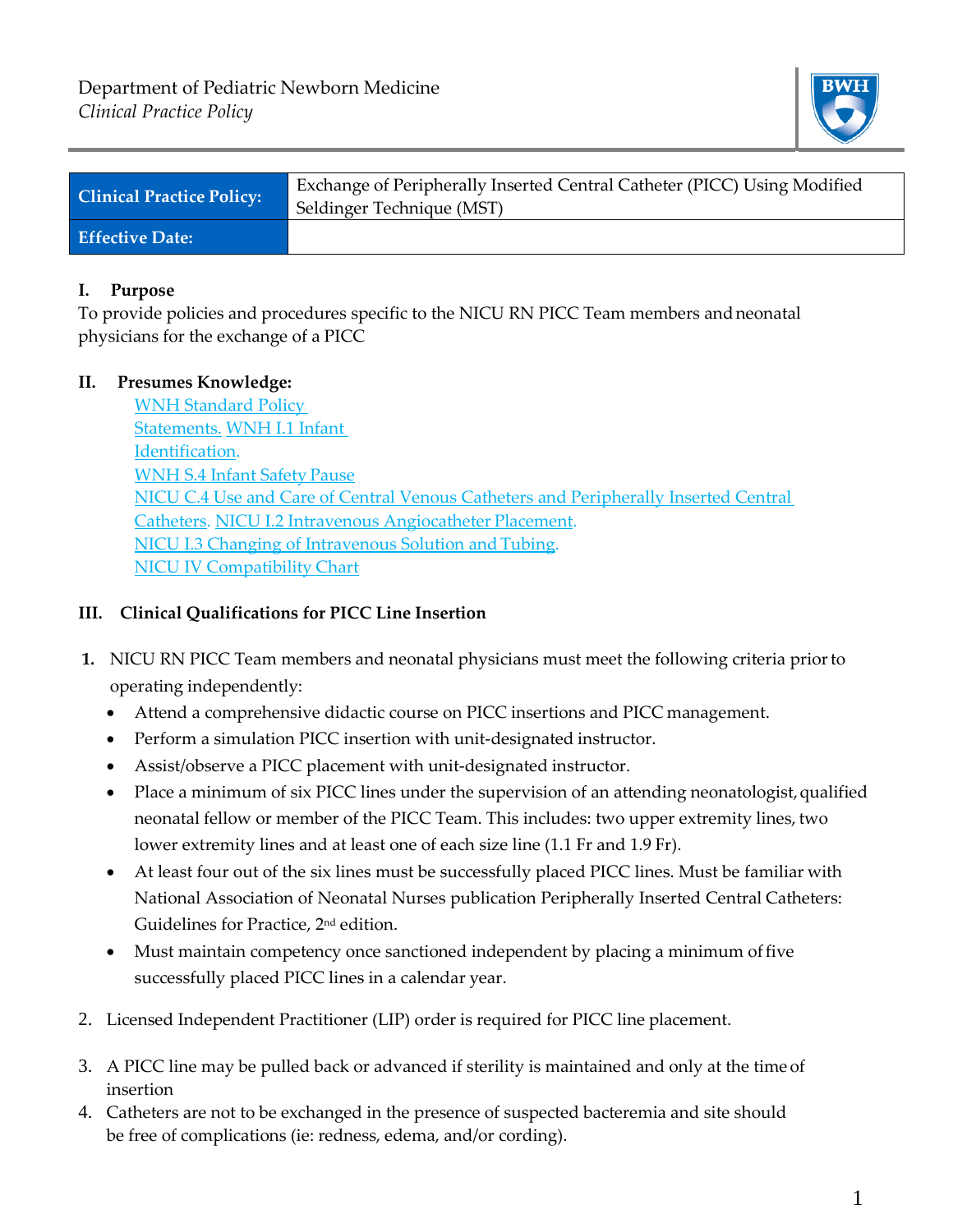Department of Pediatric Newborn Medicine
*Clinical Practice Policy*

| Clinical Practice Policy: | Exchange of Peripherally Inserted Central Catheter (PICC) Using Modified Seldinger Technique (MST) |
|---|---|
| Effective Date: | |

## I. Purpose

To provide policies and procedures specific to the NICU RN PICC Team members and neonatal physicians for the exchange of a PICC

## II. Presumes Knowledge:

WNH Standard Policy Statements. WNH I.1 Infant Identification.
WNH S.4 Infant Safety Pause
NICU C.4 Use and Care of Central Venous Catheters and Peripherally Inserted Central Catheters. NICU I.2 Intravenous Angiocatheter Placement.
NICU I.3 Changing of Intravenous Solution and Tubing.
NICU IV Compatibility Chart

## III. Clinical Qualifications for PICC Line Insertion

1. NICU RN PICC Team members and neonatal physicians must meet the following criteria prior to operating independently:
   - Attend a comprehensive didactic course on PICC insertions and PICC management.
   - Perform a simulation PICC insertion with unit-designated instructor.
   - Assist/observe a PICC placement with unit-designated instructor.
   - Place a minimum of six PICC lines under the supervision of an attending neonatologist, qualified neonatal fellow or member of the PICC Team. This includes: two upper extremity lines, two lower extremity lines and at least one of each size line (1.1 Fr and 1.9 Fr).
   - At least four out of the six lines must be successfully placed PICC lines. Must be familiar with National Association of Neonatal Nurses publication Peripherally Inserted Central Catheters: Guidelines for Practice, 2nd edition.
   - Must maintain competency once sanctioned independent by placing a minimum of five successfully placed PICC lines in a calendar year.
2. Licensed Independent Practitioner (LIP) order is required for PICC line placement.
3. A PICC line may be pulled back or advanced if sterility is maintained and only at the time of insertion
4. Catheters are not to be exchanged in the presence of suspected bacteremia and site should be free of complications (ie: redness, edema, and/or cording).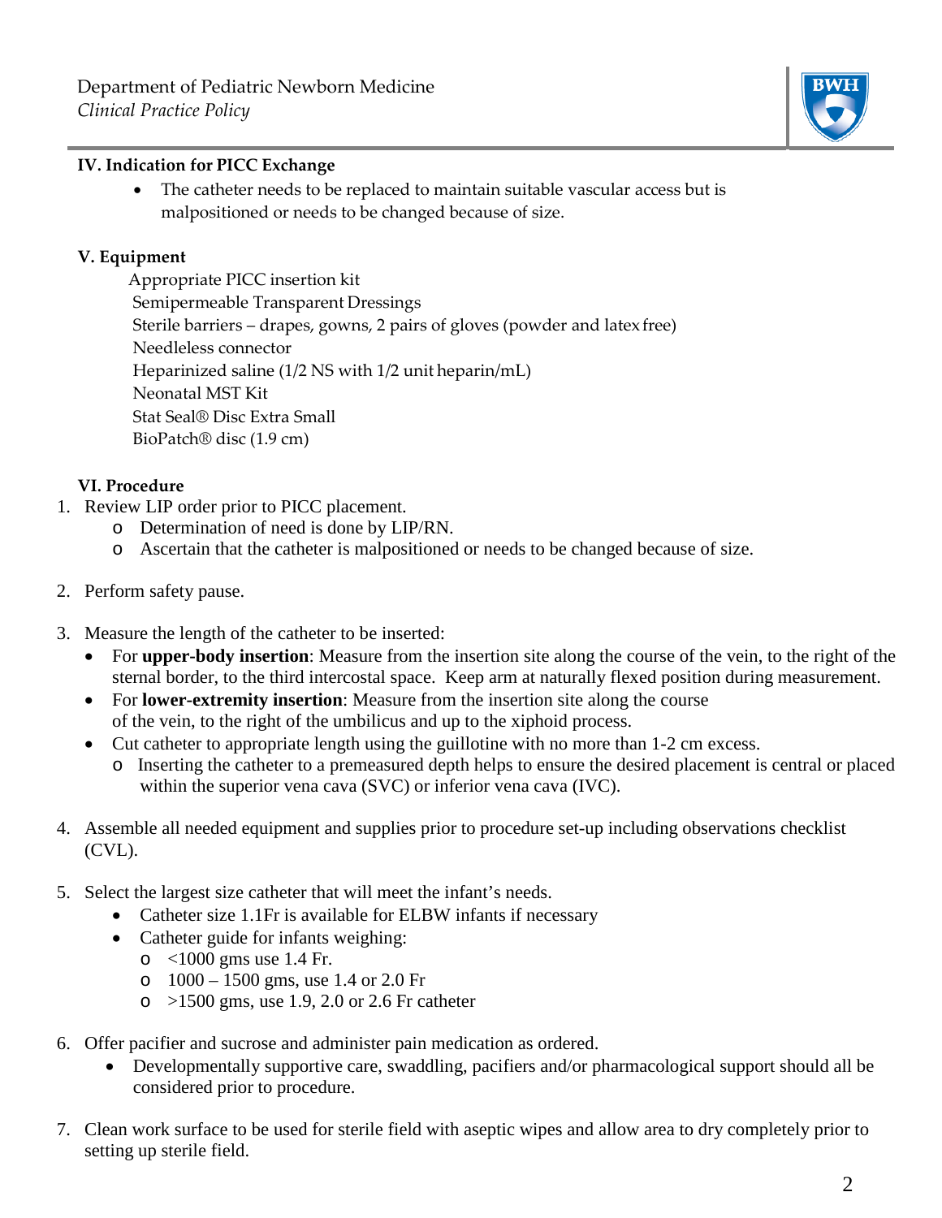## IV. Indication for PICC Exchange

- The catheter needs to be replaced to maintain suitable vascular access but is malpositioned or needs to be changed because of size.

## V. Equipment

Appropriate PICC insertion kit
Semipermeable Transparent Dressings
Sterile barriers – drapes, gowns, 2 pairs of gloves (powder and latex free)
Needleless connector
Heparinized saline (1/2 NS with 1/2 unit heparin/mL)
Neonatal MST Kit
Stat Seal® Disc Extra Small
BioPatch® disc (1.9 cm)

## VI. Procedure

1. Review LIP order prior to PICC placement.
   - Determination of need is done by LIP/RN.
   - Ascertain that the catheter is malpositioned or needs to be changed because of size.

2. Perform safety pause.

3. Measure the length of the catheter to be inserted:
   - For **upper-body insertion**: Measure from the insertion site along the course of the vein, to the right of the sternal border, to the third intercostal space. Keep arm at naturally flexed position during measurement.
   - For **lower-extremity insertion**: Measure from the insertion site along the course of the vein, to the right of the umbilicus and up to the xiphoid process.
   - Cut catheter to appropriate length using the guillotine with no more than 1-2 cm excess.
     - Inserting the catheter to a premeasured depth helps to ensure the desired placement is central or placed within the superior vena cava (SVC) or inferior vena cava (IVC).

4. Assemble all needed equipment and supplies prior to procedure set-up including observations checklist (CVL).

5. Select the largest size catheter that will meet the infant's needs.
   - Catheter size 1.1Fr is available for ELBW infants if necessary
   - Catheter guide for infants weighing:
     - <1000 gms use 1.4 Fr.
     - 1000 – 1500 gms, use 1.4 or 2.0 Fr
     - >1500 gms, use 1.9, 2.0 or 2.6 Fr catheter

6. Offer pacifier and sucrose and administer pain medication as ordered.
   - Developmentally supportive care, swaddling, pacifiers and/or pharmacological support should all be considered prior to procedure.

7. Clean work surface to be used for sterile field with aseptic wipes and allow area to dry completely prior to setting up sterile field.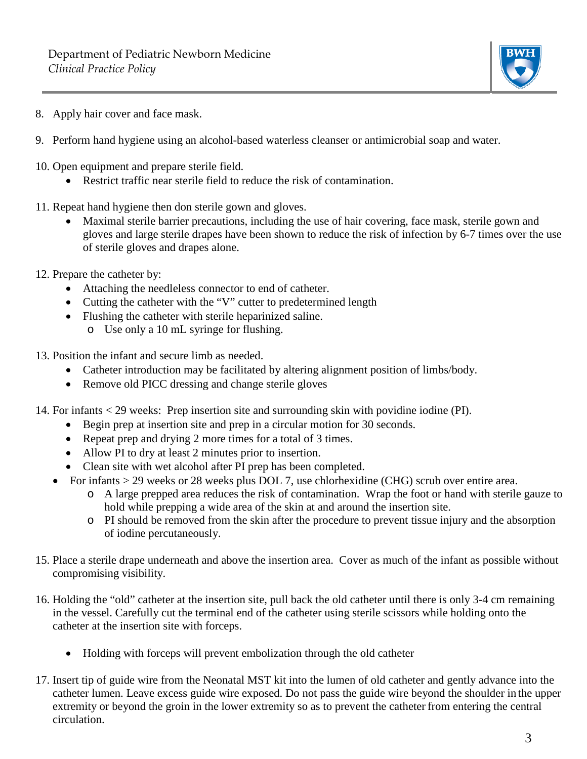8. Apply hair cover and face mask.

9. Perform hand hygiene using an alcohol-based waterless cleanser or antimicrobial soap and water.

10. Open equipment and prepare sterile field.
    - Restrict traffic near sterile field to reduce the risk of contamination.

11. Repeat hand hygiene then don sterile gown and gloves.
    - Maximal sterile barrier precautions, including the use of hair covering, face mask, sterile gown and gloves and large sterile drapes have been shown to reduce the risk of infection by 6-7 times over the use of sterile gloves and drapes alone.

12. Prepare the catheter by:
    - Attaching the needleless connector to end of catheter.
    - Cutting the catheter with the "V" cutter to predetermined length
    - Flushing the catheter with sterile heparinized saline.
        - Use only a 10 mL syringe for flushing.

13. Position the infant and secure limb as needed.
    - Catheter introduction may be facilitated by altering alignment position of limbs/body.
    - Remove old PICC dressing and change sterile gloves

14. For infants < 29 weeks: Prep insertion site and surrounding skin with povidine iodine (PI).
    - Begin prep at insertion site and prep in a circular motion for 30 seconds.
    - Repeat prep and drying 2 more times for a total of 3 times.
    - Allow PI to dry at least 2 minutes prior to insertion.
    - Clean site with wet alcohol after PI prep has been completed.
   - For infants > 29 weeks or 28 weeks plus DOL 7, use chlorhexidine (CHG) scrub over entire area.
        - A large prepped area reduces the risk of contamination. Wrap the foot or hand with sterile gauze to hold while prepping a wide area of the skin at and around the insertion site.
        - PI should be removed from the skin after the procedure to prevent tissue injury and the absorption of iodine percutaneously.

15. Place a sterile drape underneath and above the insertion area. Cover as much of the infant as possible without compromising visibility.

16. Holding the "old" catheter at the insertion site, pull back the old catheter until there is only 3-4 cm remaining in the vessel. Carefully cut the terminal end of the catheter using sterile scissors while holding onto the catheter at the insertion site with forceps.

    - Holding with forceps will prevent embolization through the old catheter

17. Insert tip of guide wire from the Neonatal MST kit into the lumen of old catheter and gently advance into the catheter lumen. Leave excess guide wire exposed. Do not pass the guide wire beyond the shoulder in the upper extremity or beyond the groin in the lower extremity so as to prevent the catheter from entering the central circulation.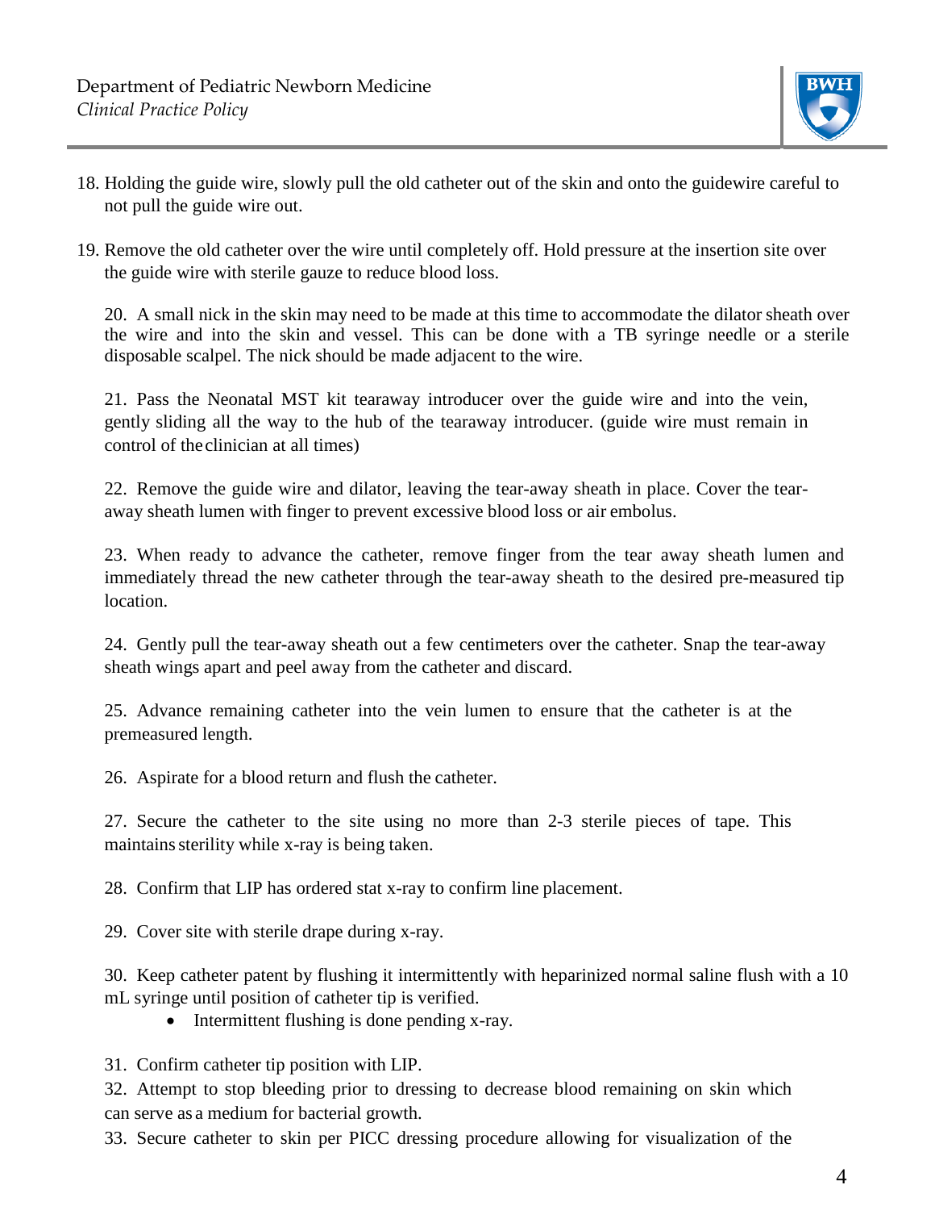18. Holding the guide wire, slowly pull the old catheter out of the skin and onto the guidewire careful to not pull the guide wire out.

19. Remove the old catheter over the wire until completely off. Hold pressure at the insertion site over the guide wire with sterile gauze to reduce blood loss.

20. A small nick in the skin may need to be made at this time to accommodate the dilator sheath over the wire and into the skin and vessel. This can be done with a TB syringe needle or a sterile disposable scalpel. The nick should be made adjacent to the wire.

21. Pass the Neonatal MST kit tearaway introducer over the guide wire and into the vein, gently sliding all the way to the hub of the tearaway introducer. (guide wire must remain in control of the clinician at all times)

22. Remove the guide wire and dilator, leaving the tear-away sheath in place. Cover the tear-away sheath lumen with finger to prevent excessive blood loss or air embolus.

23. When ready to advance the catheter, remove finger from the tear away sheath lumen and immediately thread the new catheter through the tear-away sheath to the desired pre-measured tip location.

24. Gently pull the tear-away sheath out a few centimeters over the catheter. Snap the tear-away sheath wings apart and peel away from the catheter and discard.

25. Advance remaining catheter into the vein lumen to ensure that the catheter is at the premeasured length.

26. Aspirate for a blood return and flush the catheter.

27. Secure the catheter to the site using no more than 2-3 sterile pieces of tape. This maintains sterility while x-ray is being taken.

28. Confirm that LIP has ordered stat x-ray to confirm line placement.

29. Cover site with sterile drape during x-ray.

30. Keep catheter patent by flushing it intermittently with heparinized normal saline flush with a 10 mL syringe until position of catheter tip is verified.
    - Intermittent flushing is done pending x-ray.

31. Confirm catheter tip position with LIP.

32. Attempt to stop bleeding prior to dressing to decrease blood remaining on skin which can serve as a medium for bacterial growth.

33. Secure catheter to skin per PICC dressing procedure allowing for visualization of the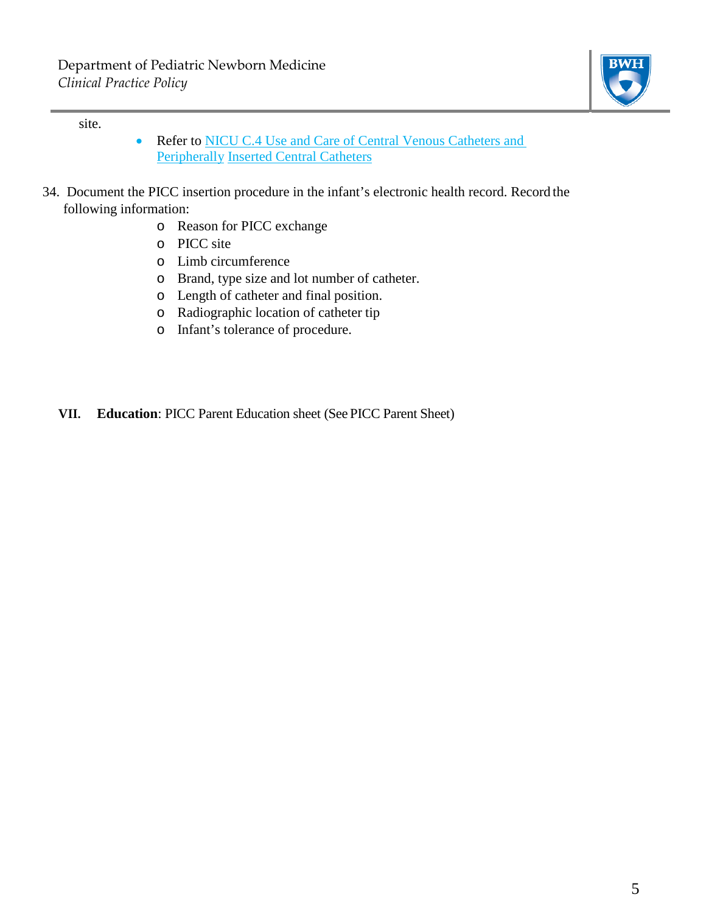site.

- Refer to [NICU C.4 Use and Care of Central Venous Catheters and Peripherally Inserted Central Catheters]

34. Document the PICC insertion procedure in the infant's electronic health record. Record the following information:
    - Reason for PICC exchange
    - PICC site
    - Limb circumference
    - Brand, type size and lot number of catheter.
    - Length of catheter and final position.
    - Radiographic location of catheter tip
    - Infant's tolerance of procedure.

**VII. Education**: PICC Parent Education sheet (See PICC Parent Sheet)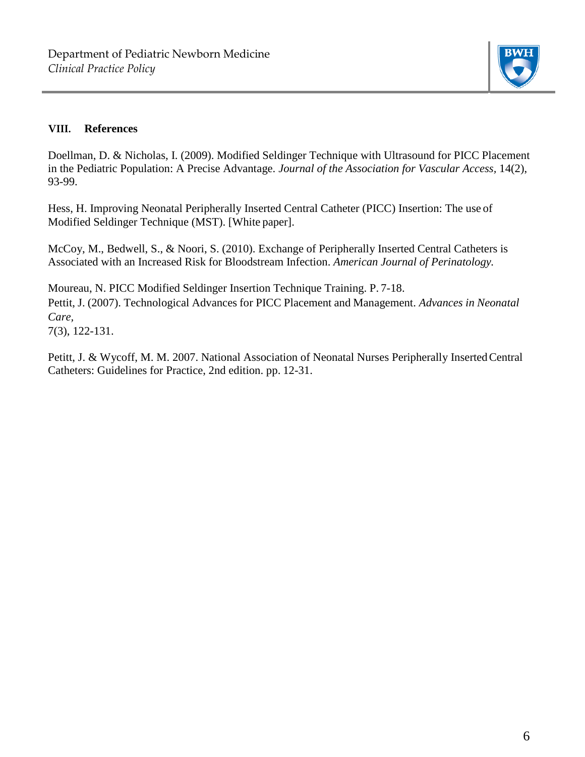## VIII. References

Doellman, D. & Nicholas, I. (2009). Modified Seldinger Technique with Ultrasound for PICC Placement in the Pediatric Population: A Precise Advantage. *Journal of the Association for Vascular Access*, 14(2), 93-99.

Hess, H. Improving Neonatal Peripherally Inserted Central Catheter (PICC) Insertion: The use of Modified Seldinger Technique (MST). [White paper].

McCoy, M., Bedwell, S., & Noori, S. (2010). Exchange of Peripherally Inserted Central Catheters is Associated with an Increased Risk for Bloodstream Infection. *American Journal of Perinatology.*

Moureau, N. PICC Modified Seldinger Insertion Technique Training. P. 7-18.
Pettit, J. (2007). Technological Advances for PICC Placement and Management. *Advances in Neonatal Care*,
7(3), 122-131.

Petitt, J. & Wycoff, M. M. 2007. National Association of Neonatal Nurses Peripherally Inserted Central Catheters: Guidelines for Practice, 2nd edition. pp. 12-31.